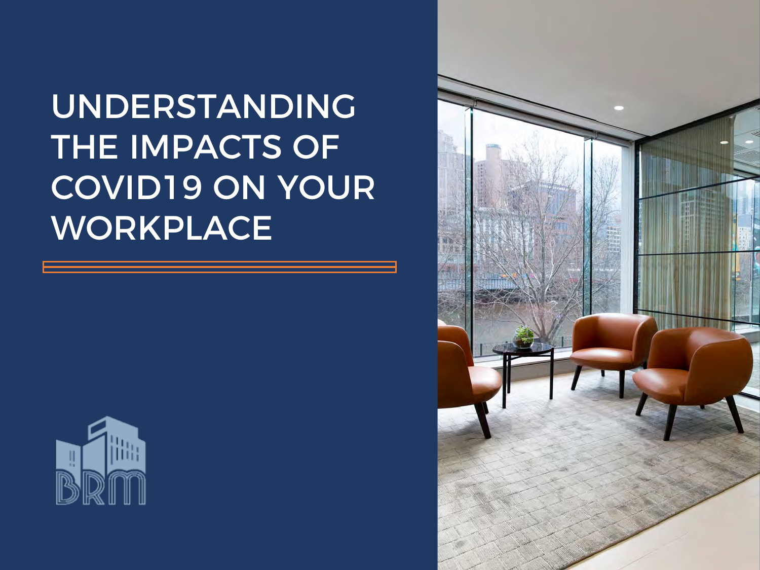# UNDERSTANDING THE IMPACTS OF COVID19 ON YOUR WORKPLACE

BRM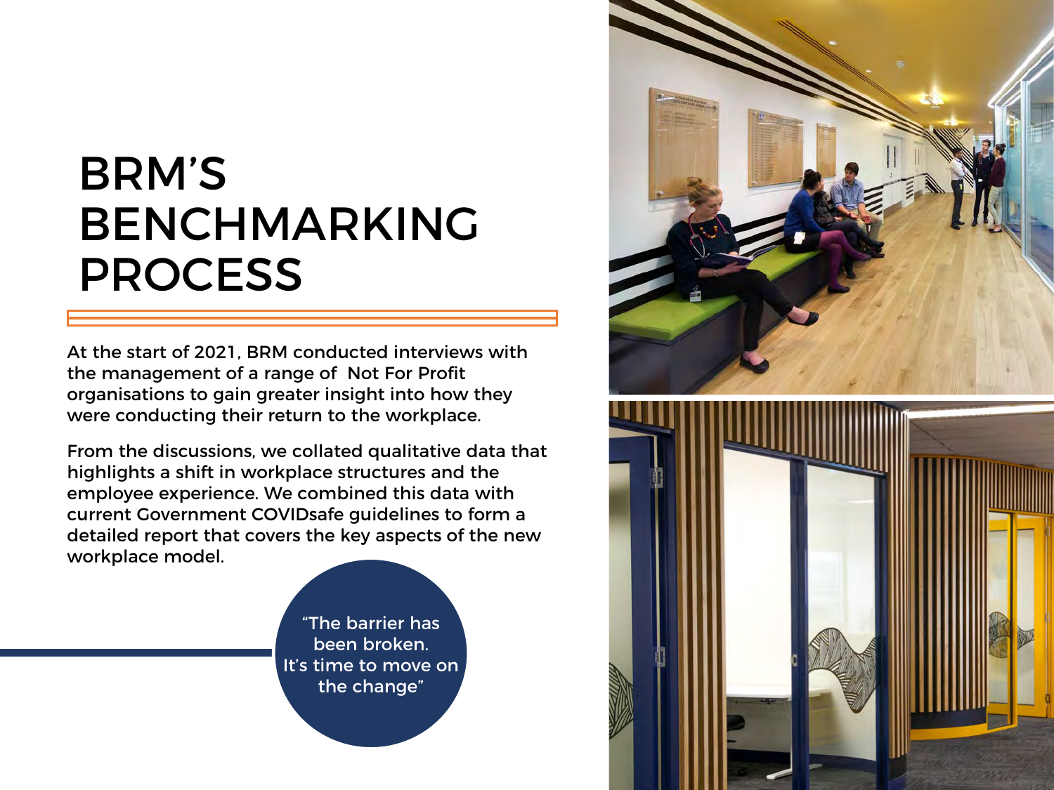# BRM'S BENCHMARKING PROCESS

At the start of 2021, BRM conducted interviews with the management of a range of Not For Profit organisations to gain greater insight into how they were conducting their return to the workplace.

From the discussions, we collated qualitative data that highlights a shift in workplace structures and the employee experience. We combined this data with current Government COVIDsafe guidelines to form a detailed report that covers the key aspects of the new workplace model.

"The barrier has been broken. It's time to move on the change"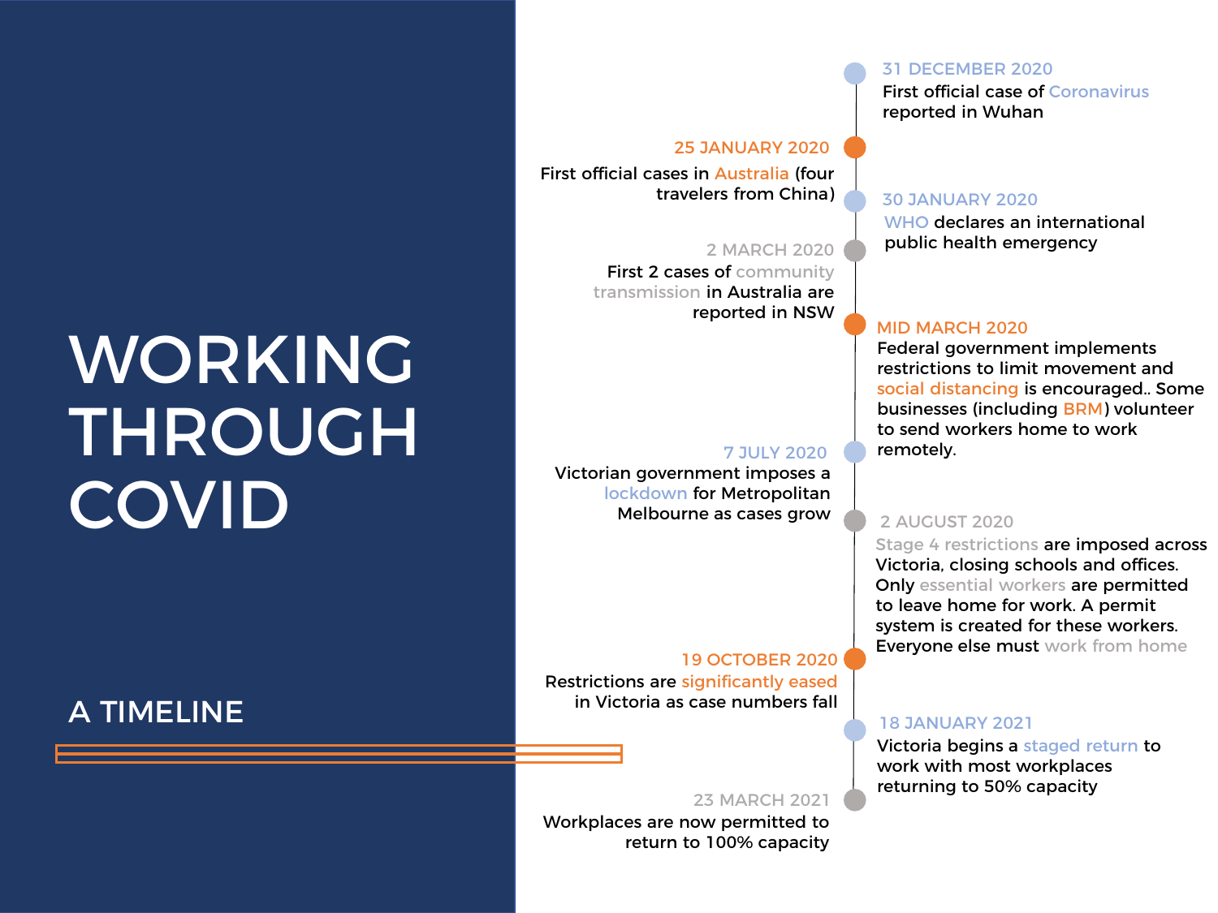# WORKING THROUGH COVID

## A TIMELINE

**31 DECEMBER 2020**
First official case of Coronavirus reported in Wuhan

**25 JANUARY 2020**
First official cases in Australia (four travelers from China)

**30 JANUARY 2020**
WHO declares an international public health emergency

**2 MARCH 2020**
First 2 cases of community transmission in Australia are reported in NSW

**MID MARCH 2020**
Federal government implements restrictions to limit movement and social distancing is encouraged.. Some businesses (including BRM) volunteer to send workers home to work remotely.

**7 JULY 2020**
Victorian government imposes a lockdown for Metropolitan Melbourne as cases grow

**2 AUGUST 2020**
Stage 4 restrictions are imposed across Victoria, closing schools and offices. Only essential workers are permitted to leave home for work. A permit system is created for these workers. Everyone else must work from home

**19 OCTOBER 2020**
Restrictions are significantly eased in Victoria as case numbers fall

**18 JANUARY 2021**
Victoria begins a staged return to work with most workplaces returning to 50% capacity

**23 MARCH 2021**
Workplaces are now permitted to return to 100% capacity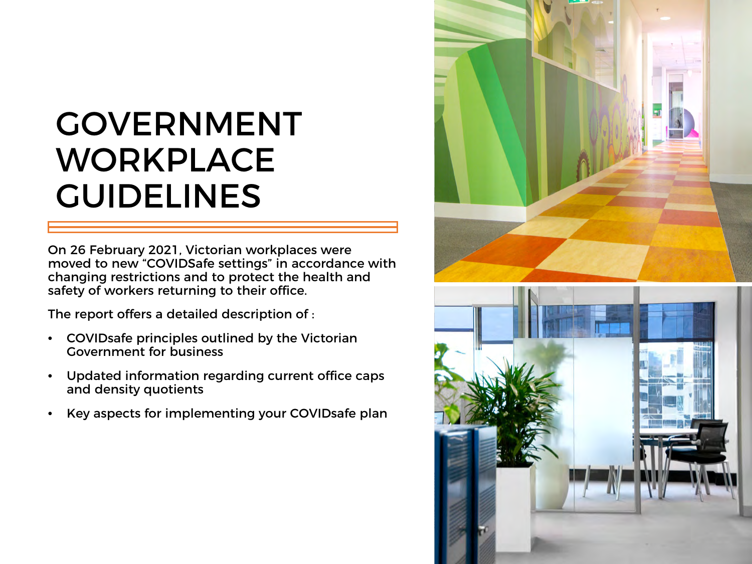# GOVERNMENT WORKPLACE GUIDELINES

On 26 February 2021, Victorian workplaces were moved to new “COVIDSafe settings” in accordance with changing restrictions and to protect the health and safety of workers returning to their office.

The report offers a detailed description of :

- COVIDsafe principles outlined by the Victorian Government for business
- Updated information regarding current office caps and density quotients
- Key aspects for implementing your COVIDsafe plan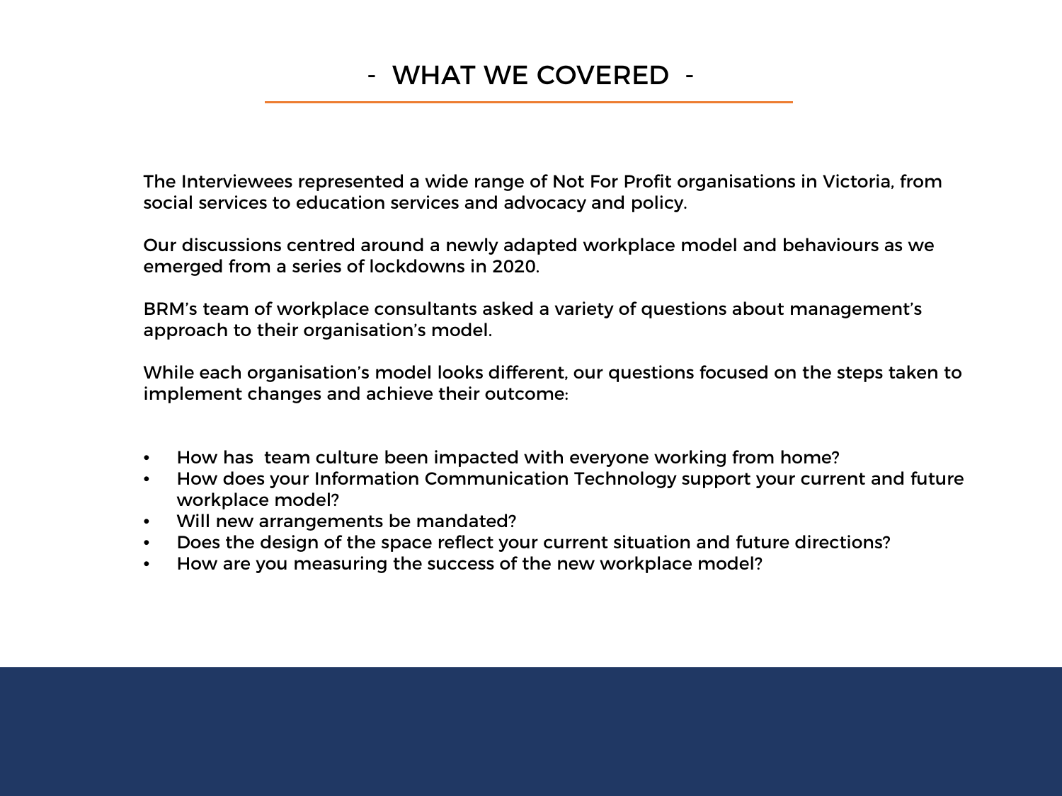# - WHAT WE COVERED -

The Interviewees represented a wide range of Not For Profit organisations in Victoria, from social services to education services and advocacy and policy.

Our discussions centred around a newly adapted workplace model and behaviours as we emerged from a series of lockdowns in 2020.

BRM's team of workplace consultants asked a variety of questions about management's approach to their organisation's model.

While each organisation's model looks different, our questions focused on the steps taken to implement changes and achieve their outcome:

- How has team culture been impacted with everyone working from home?
- How does your Information Communication Technology support your current and future workplace model?
- Will new arrangements be mandated?
- Does the design of the space reflect your current situation and future directions?
- How are you measuring the success of the new workplace model?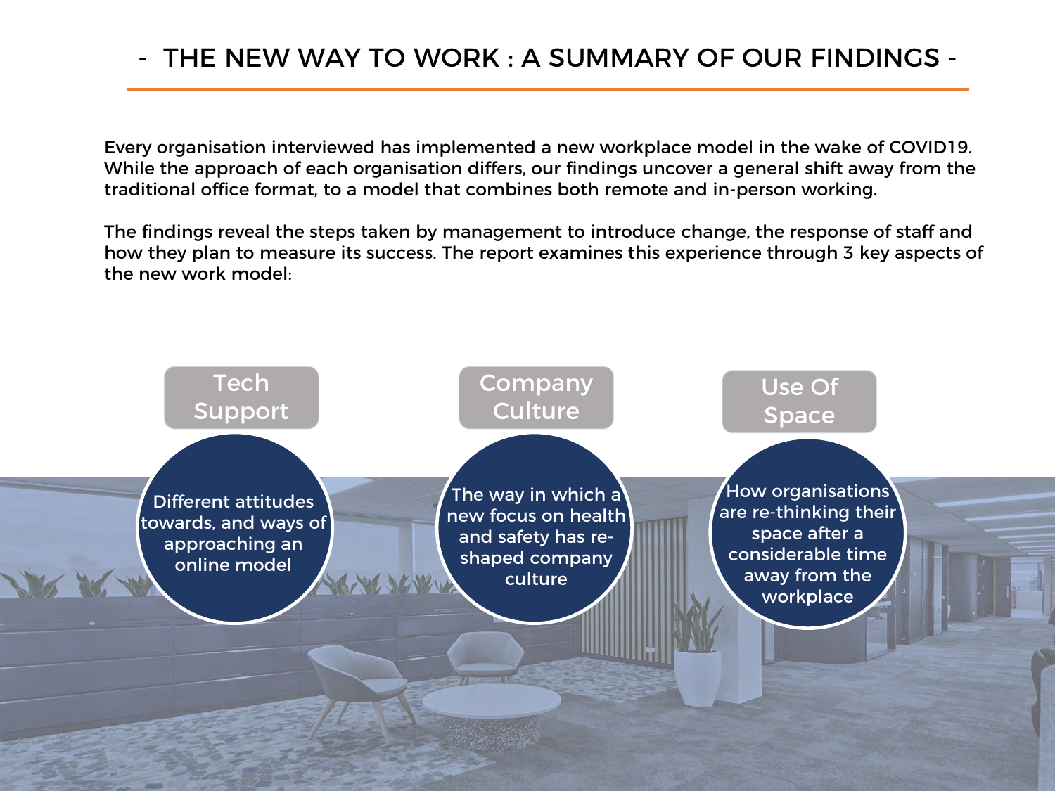# - THE NEW WAY TO WORK : A SUMMARY OF OUR FINDINGS -

Every organisation interviewed has implemented a new workplace model in the wake of COVID19. While the approach of each organisation differs, our findings uncover a general shift away from the traditional office format, to a model that combines both remote and in-person working.

The findings reveal the steps taken by management to introduce change, the response of staff and how they plan to measure its success. The report examines this experience through 3 key aspects of the new work model:

### Tech Support

Different attitudes towards, and ways of approaching an online model

### Company Culture

The way in which a new focus on health and safety has re-shaped company culture

### Use Of Space

How organisations are re-thinking their space after a considerable time away from the workplace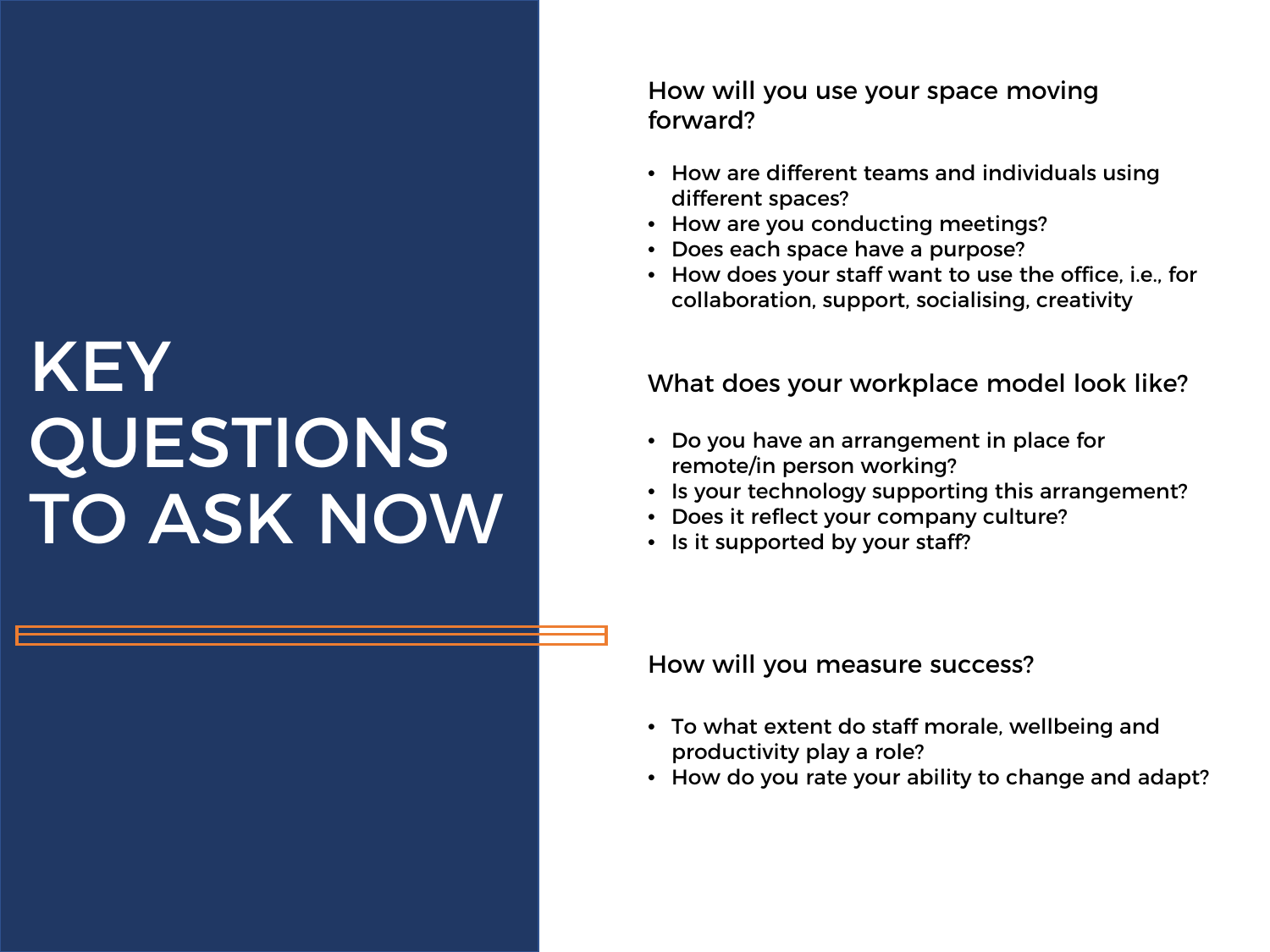# KEY QUESTIONS TO ASK NOW

## How will you use your space moving forward?

- How are different teams and individuals using different spaces?
- How are you conducting meetings?
- Does each space have a purpose?
- How does your staff want to use the office, i.e., for collaboration, support, socialising, creativity

## What does your workplace model look like?

- Do you have an arrangement in place for remote/in person working?
- Is your technology supporting this arrangement?
- Does it reflect your company culture?
- Is it supported by your staff?

## How will you measure success?

- To what extent do staff morale, wellbeing and productivity play a role?
- How do you rate your ability to change and adapt?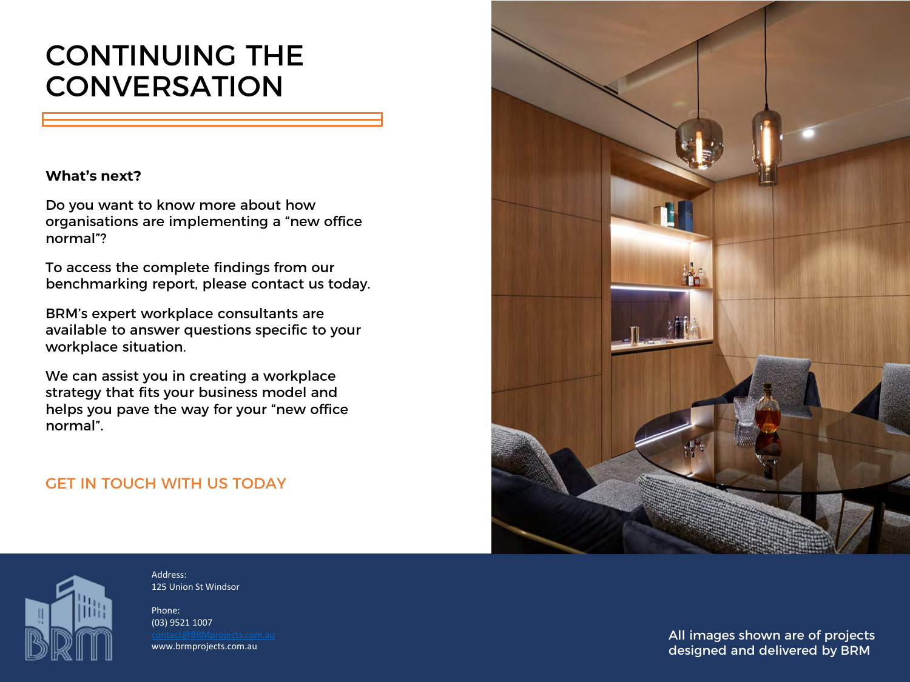# CONTINUING THE CONVERSATION

**What's next?**

Do you want to know more about how organisations are implementing a "new office normal"?

To access the complete findings from our benchmarking report, please contact us today.

BRM's expert workplace consultants are available to answer questions specific to your workplace situation.

We can assist you in creating a workplace strategy that fits your business model and helps you pave the way for your "new office normal".

GET IN TOUCH WITH US TODAY

Address:
125 Union St Windsor

Phone:
(03) 9521 1007
contact@BRMprojects.com.au
www.brmprojects.com.au

All images shown are of projects designed and delivered by BRM